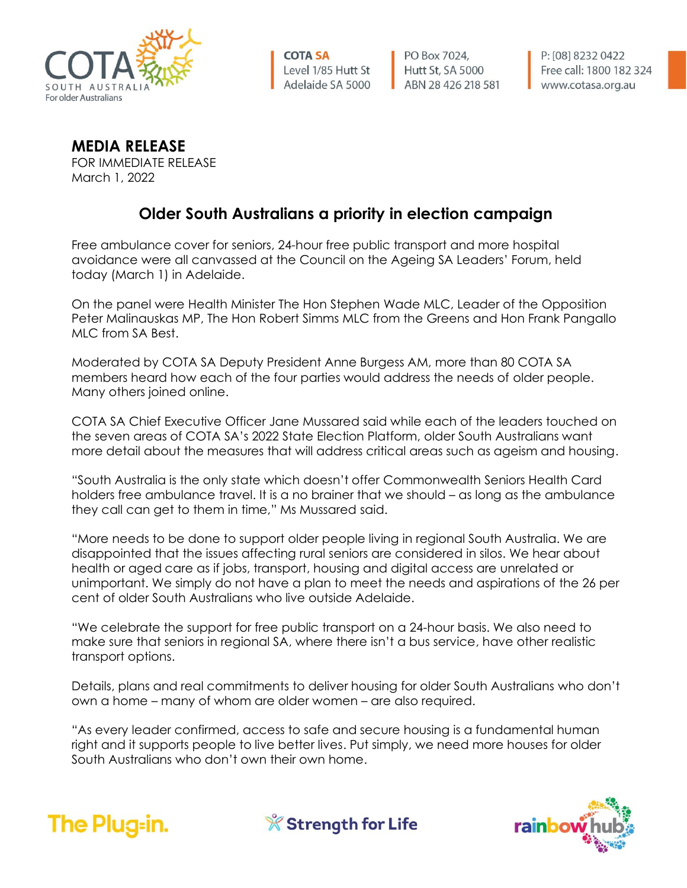COTA SA
Level 1/85 Hutt St
Adelaide SA 5000

PO Box 7024,
Hutt St, SA 5000
ABN 28 426 218 581

P: [08] 8232 0422
Free call: 1800 182 324
www.cotasa.org.au

**MEDIA RELEASE**
FOR IMMEDIATE RELEASE
March 1, 2022

## Older South Australians a priority in election campaign

Free ambulance cover for seniors, 24-hour free public transport and more hospital avoidance were all canvassed at the Council on the Ageing SA Leaders' Forum, held today (March 1) in Adelaide.

On the panel were Health Minister The Hon Stephen Wade MLC, Leader of the Opposition Peter Malinauskas MP, The Hon Robert Simms MLC from the Greens and Hon Frank Pangallo MLC from SA Best.

Moderated by COTA SA Deputy President Anne Burgess AM, more than 80 COTA SA members heard how each of the four parties would address the needs of older people. Many others joined online.

COTA SA Chief Executive Officer Jane Mussared said while each of the leaders touched on the seven areas of COTA SA's 2022 State Election Platform, older South Australians want more detail about the measures that will address critical areas such as ageism and housing.

"South Australia is the only state which doesn't offer Commonwealth Seniors Health Card holders free ambulance travel. It is a no brainer that we should – as long as the ambulance they call can get to them in time," Ms Mussared said.

"More needs to be done to support older people living in regional South Australia. We are disappointed that the issues affecting rural seniors are considered in silos. We hear about health or aged care as if jobs, transport, housing and digital access are unrelated or unimportant. We simply do not have a plan to meet the needs and aspirations of the 26 per cent of older South Australians who live outside Adelaide.

"We celebrate the support for free public transport on a 24-hour basis. We also need to make sure that seniors in regional SA, where there isn't a bus service, have other realistic transport options.

Details, plans and real commitments to deliver housing for older South Australians who don't own a home – many of whom are older women – are also required.

"As every leader confirmed, access to safe and secure housing is a fundamental human right and it supports people to live better lives. Put simply, we need more houses for older South Australians who don't own their own home.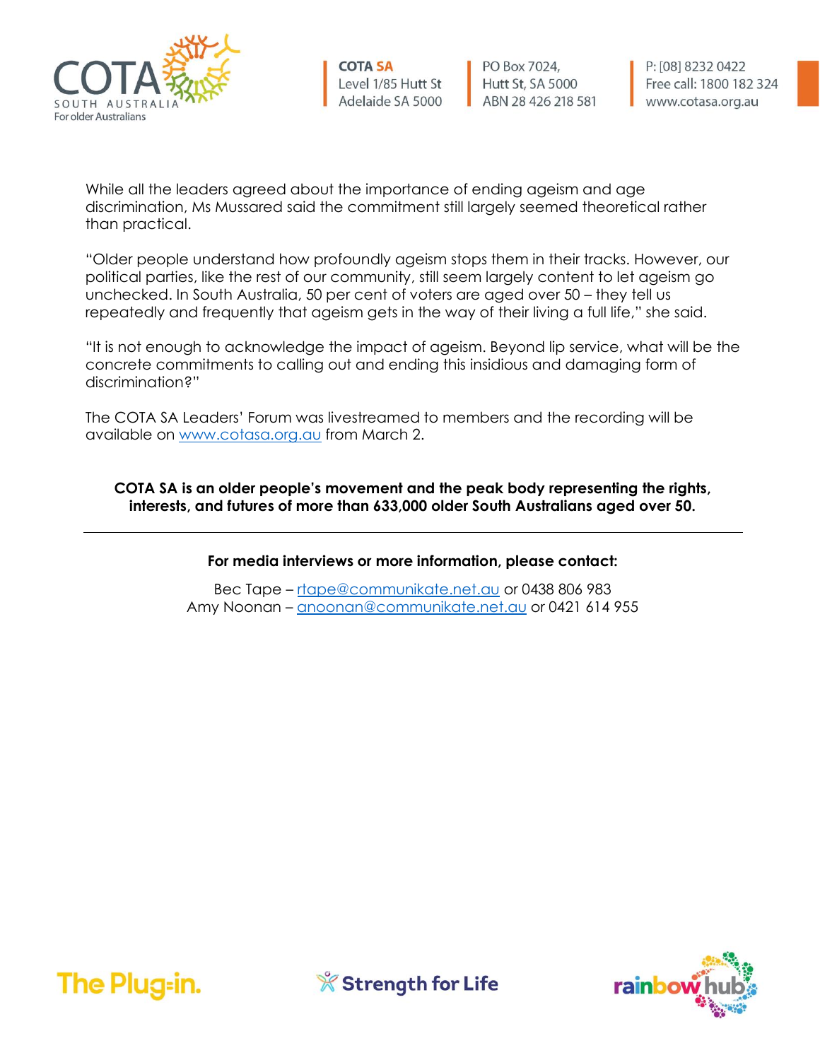While all the leaders agreed about the importance of ending ageism and age discrimination, Ms Mussared said the commitment still largely seemed theoretical rather than practical.

"Older people understand how profoundly ageism stops them in their tracks. However, our political parties, like the rest of our community, still seem largely content to let ageism go unchecked. In South Australia, 50 per cent of voters are aged over 50 – they tell us repeatedly and frequently that ageism gets in the way of their living a full life," she said.

"It is not enough to acknowledge the impact of ageism. Beyond lip service, what will be the concrete commitments to calling out and ending this insidious and damaging form of discrimination?"

The COTA SA Leaders' Forum was livestreamed to members and the recording will be available on [www.cotasa.org.au](http://www.cotasa.org.au) from March 2.

**COTA SA is an older people's movement and the peak body representing the rights, interests, and futures of more than 633,000 older South Australians aged over 50.**

---

**For media interviews or more information, please contact:**

Bec Tape – [rtape@communikate.net.au](mailto:rtape@communikate.net.au) or 0438 806 983
Amy Noonan – [anoonan@communikate.net.au](mailto:anoonan@communikate.net.au) or 0421 614 955